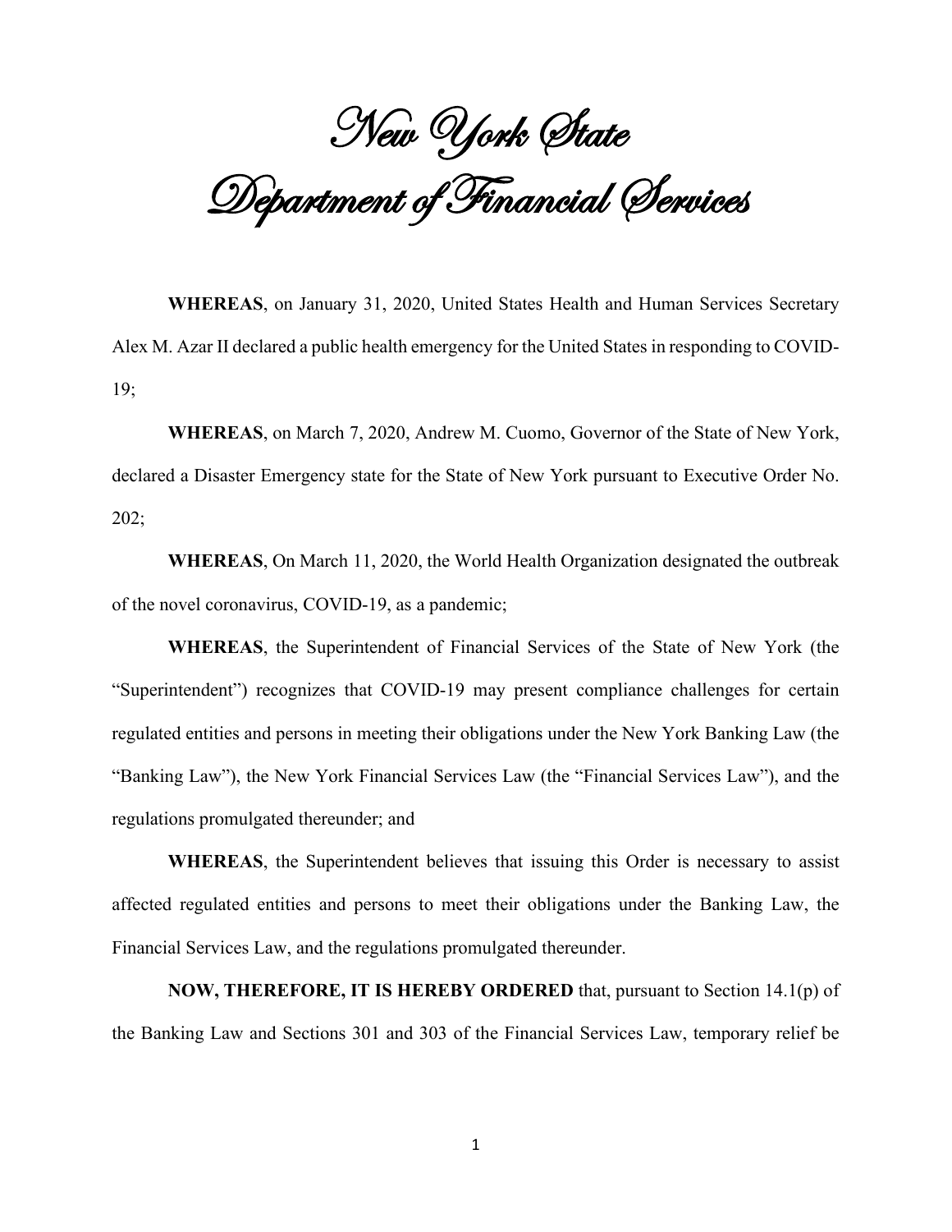# New York State
# Department of Financial Services

**WHEREAS**, on January 31, 2020, United States Health and Human Services Secretary Alex M. Azar II declared a public health emergency for the United States in responding to COVID-19;

**WHEREAS**, on March 7, 2020, Andrew M. Cuomo, Governor of the State of New York, declared a Disaster Emergency state for the State of New York pursuant to Executive Order No. 202;

**WHEREAS**, On March 11, 2020, the World Health Organization designated the outbreak of the novel coronavirus, COVID-19, as a pandemic;

**WHEREAS**, the Superintendent of Financial Services of the State of New York (the "Superintendent") recognizes that COVID-19 may present compliance challenges for certain regulated entities and persons in meeting their obligations under the New York Banking Law (the "Banking Law"), the New York Financial Services Law (the "Financial Services Law"), and the regulations promulgated thereunder; and

**WHEREAS**, the Superintendent believes that issuing this Order is necessary to assist affected regulated entities and persons to meet their obligations under the Banking Law, the Financial Services Law, and the regulations promulgated thereunder.

**NOW, THEREFORE, IT IS HEREBY ORDERED** that, pursuant to Section 14.1(p) of the Banking Law and Sections 301 and 303 of the Financial Services Law, temporary relief be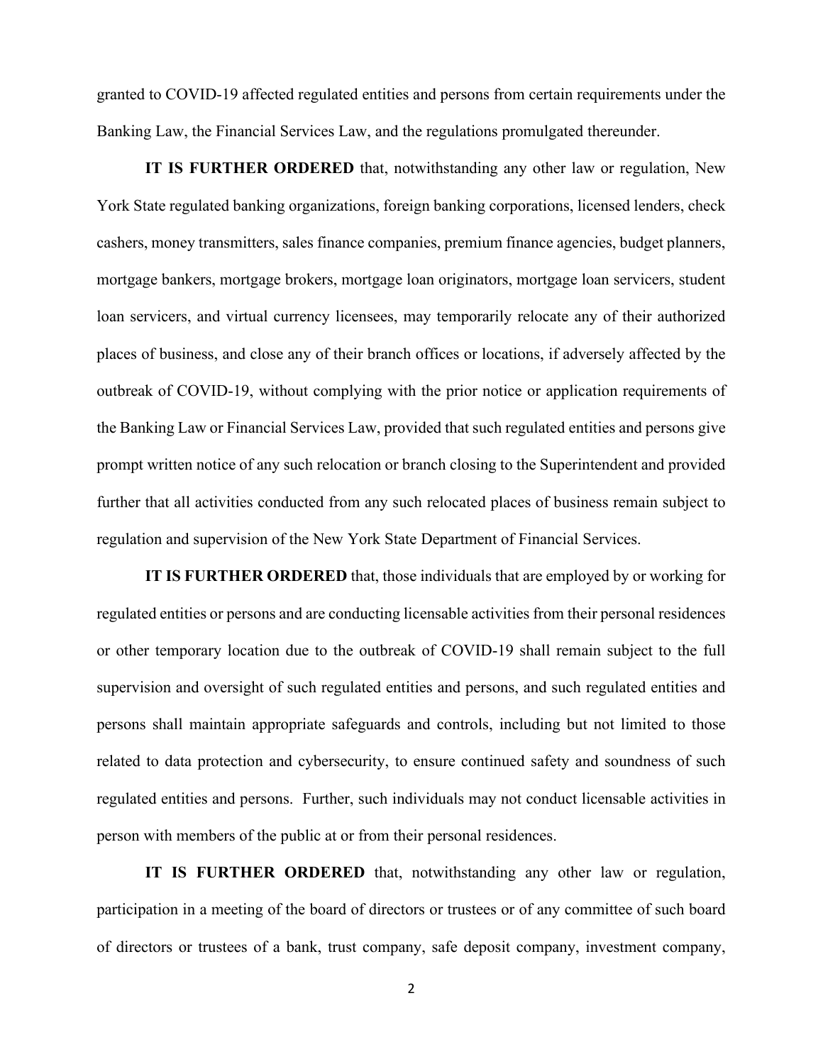granted to COVID-19 affected regulated entities and persons from certain requirements under the Banking Law, the Financial Services Law, and the regulations promulgated thereunder.

**IT IS FURTHER ORDERED** that, notwithstanding any other law or regulation, New York State regulated banking organizations, foreign banking corporations, licensed lenders, check cashers, money transmitters, sales finance companies, premium finance agencies, budget planners, mortgage bankers, mortgage brokers, mortgage loan originators, mortgage loan servicers, student loan servicers, and virtual currency licensees, may temporarily relocate any of their authorized places of business, and close any of their branch offices or locations, if adversely affected by the outbreak of COVID-19, without complying with the prior notice or application requirements of the Banking Law or Financial Services Law, provided that such regulated entities and persons give prompt written notice of any such relocation or branch closing to the Superintendent and provided further that all activities conducted from any such relocated places of business remain subject to regulation and supervision of the New York State Department of Financial Services.

**IT IS FURTHER ORDERED** that, those individuals that are employed by or working for regulated entities or persons and are conducting licensable activities from their personal residences or other temporary location due to the outbreak of COVID-19 shall remain subject to the full supervision and oversight of such regulated entities and persons, and such regulated entities and persons shall maintain appropriate safeguards and controls, including but not limited to those related to data protection and cybersecurity, to ensure continued safety and soundness of such regulated entities and persons. Further, such individuals may not conduct licensable activities in person with members of the public at or from their personal residences.

**IT IS FURTHER ORDERED** that, notwithstanding any other law or regulation, participation in a meeting of the board of directors or trustees or of any committee of such board of directors or trustees of a bank, trust company, safe deposit company, investment company,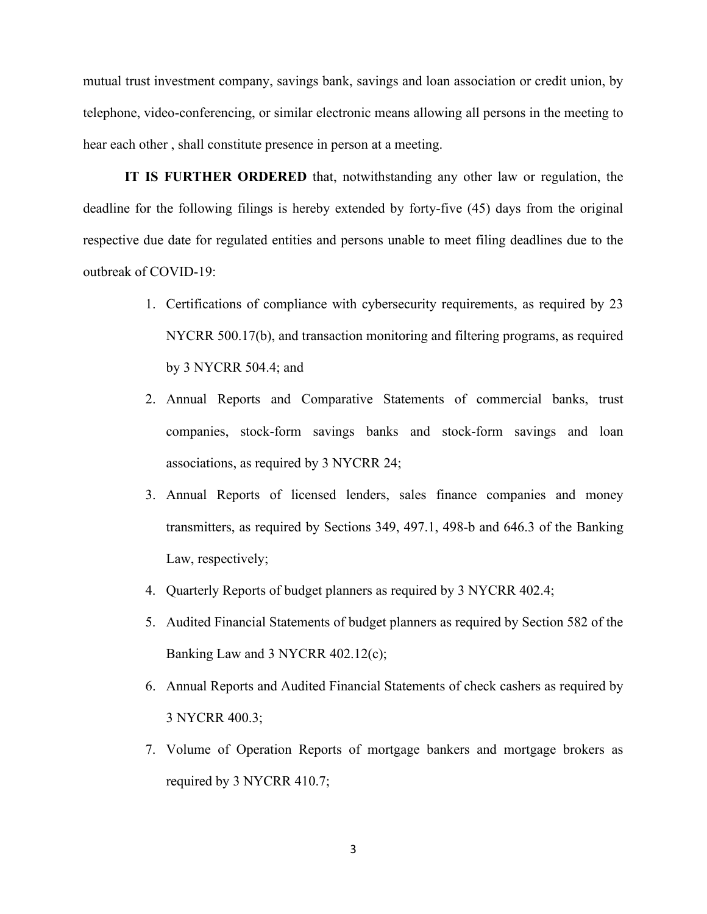mutual trust investment company, savings bank, savings and loan association or credit union, by telephone, video-conferencing, or similar electronic means allowing all persons in the meeting to hear each other , shall constitute presence in person at a meeting.

**IT IS FURTHER ORDERED** that, notwithstanding any other law or regulation, the deadline for the following filings is hereby extended by forty-five (45) days from the original respective due date for regulated entities and persons unable to meet filing deadlines due to the outbreak of COVID-19:

1. Certifications of compliance with cybersecurity requirements, as required by 23 NYCRR 500.17(b), and transaction monitoring and filtering programs, as required by 3 NYCRR 504.4; and
2. Annual Reports and Comparative Statements of commercial banks, trust companies, stock-form savings banks and stock-form savings and loan associations, as required by 3 NYCRR 24;
3. Annual Reports of licensed lenders, sales finance companies and money transmitters, as required by Sections 349, 497.1, 498-b and 646.3 of the Banking Law, respectively;
4. Quarterly Reports of budget planners as required by 3 NYCRR 402.4;
5. Audited Financial Statements of budget planners as required by Section 582 of the Banking Law and 3 NYCRR 402.12(c);
6. Annual Reports and Audited Financial Statements of check cashers as required by 3 NYCRR 400.3;
7. Volume of Operation Reports of mortgage bankers and mortgage brokers as required by 3 NYCRR 410.7;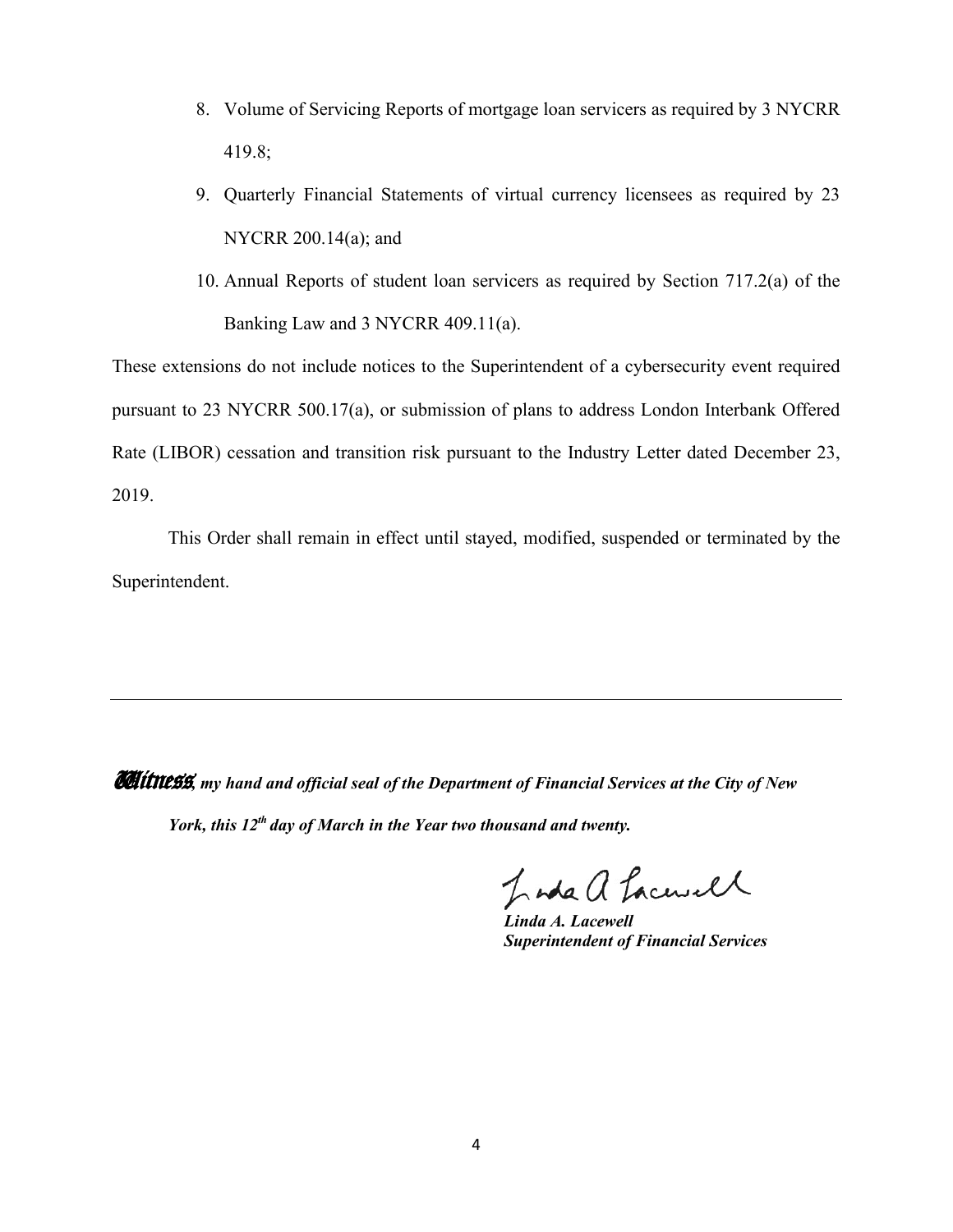8. Volume of Servicing Reports of mortgage loan servicers as required by 3 NYCRR 419.8;
9. Quarterly Financial Statements of virtual currency licensees as required by 23 NYCRR 200.14(a); and
10. Annual Reports of student loan servicers as required by Section 717.2(a) of the Banking Law and 3 NYCRR 409.11(a).

These extensions do not include notices to the Superintendent of a cybersecurity event required pursuant to 23 NYCRR 500.17(a), or submission of plans to address London Interbank Offered Rate (LIBOR) cessation and transition risk pursuant to the Industry Letter dated December 23, 2019.

This Order shall remain in effect until stayed, modified, suspended or terminated by the Superintendent.

---

***Witness**, my hand and official seal of the Department of Financial Services at the City of New York, this 12th day of March in the Year two thousand and twenty.*

***Linda A. Lacewell***
***Superintendent of Financial Services***